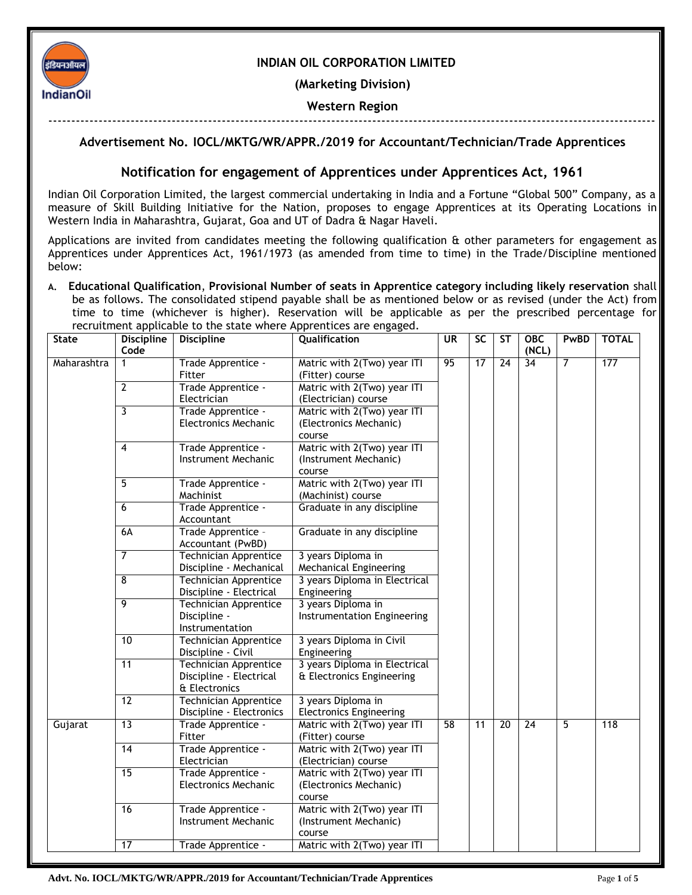**INDIAN OIL CORPORATION LIMITED**

**(Marketing Division)**

**Western Region**

---

## Advertisement No. IOCL/MKTG/WR/APPR./2019 for Accountant/Technician/Trade Apprentices

## Notification for engagement of Apprentices under Apprentices Act, 1961

Indian Oil Corporation Limited, the largest commercial undertaking in India and a Fortune "Global 500" Company, as a measure of Skill Building Initiative for the Nation, proposes to engage Apprentices at its Operating Locations in Western India in Maharashtra, Gujarat, Goa and UT of Dadra & Nagar Haveli.

Applications are invited from candidates meeting the following qualification & other parameters for engagement as Apprentices under Apprentices Act, 1961/1973 (as amended from time to time) in the Trade/Discipline mentioned below:

A. **Educational Qualification**, **Provisional Number of seats in Apprentice category including likely reservation** shall be as follows. The consolidated stipend payable shall be as mentioned below or as revised (under the Act) from time to time (whichever is higher). Reservation will be applicable as per the prescribed percentage for recruitment applicable to the state where Apprentices are engaged.

| State | Discipline Code | Discipline | Qualification | UR | SC | ST | OBC (NCL) | PwBD | TOTAL |
|---|---|---|---|---|---|---|---|---|---|
| Maharashtra | 1 | Trade Apprentice - Fitter | Matric with 2(Two) year ITI (Fitter) course | 95 | 17 | 24 | 34 | 7 | 177 |
| | 2 | Trade Apprentice - Electrician | Matric with 2(Two) year ITI (Electrician) course | | | | | | |
| | 3 | Trade Apprentice - Electronics Mechanic | Matric with 2(Two) year ITI (Electronics Mechanic) course | | | | | | |
| | 4 | Trade Apprentice - Instrument Mechanic | Matric with 2(Two) year ITI (Instrument Mechanic) course | | | | | | |
| | 5 | Trade Apprentice - Machinist | Matric with 2(Two) year ITI (Machinist) course | | | | | | |
| | 6 | Trade Apprentice - Accountant | Graduate in any discipline | | | | | | |
| | 6A | Trade Apprentice – Accountant (PwBD) | Graduate in any discipline | | | | | | |
| | 7 | Technician Apprentice Discipline - Mechanical | 3 years Diploma in Mechanical Engineering | | | | | | |
| | 8 | Technician Apprentice Discipline - Electrical | 3 years Diploma in Electrical Engineering | | | | | | |
| | 9 | Technician Apprentice Discipline - Instrumentation | 3 years Diploma in Instrumentation Engineering | | | | | | |
| | 10 | Technician Apprentice Discipline - Civil | 3 years Diploma in Civil Engineering | | | | | | |
| | 11 | Technician Apprentice Discipline - Electrical & Electronics | 3 years Diploma in Electrical & Electronics Engineering | | | | | | |
| | 12 | Technician Apprentice Discipline - Electronics | 3 years Diploma in Electronics Engineering | | | | | | |
| Gujarat | 13 | Trade Apprentice - Fitter | Matric with 2(Two) year ITI (Fitter) course | 58 | 11 | 20 | 24 | 5 | 118 |
| | 14 | Trade Apprentice - Electrician | Matric with 2(Two) year ITI (Electrician) course | | | | | | |
| | 15 | Trade Apprentice - Electronics Mechanic | Matric with 2(Two) year ITI (Electronics Mechanic) course | | | | | | |
| | 16 | Trade Apprentice - Instrument Mechanic | Matric with 2(Two) year ITI (Instrument Mechanic) course | | | | | | |
| | 17 | Trade Apprentice - | Matric with 2(Two) year ITI | | | | | | |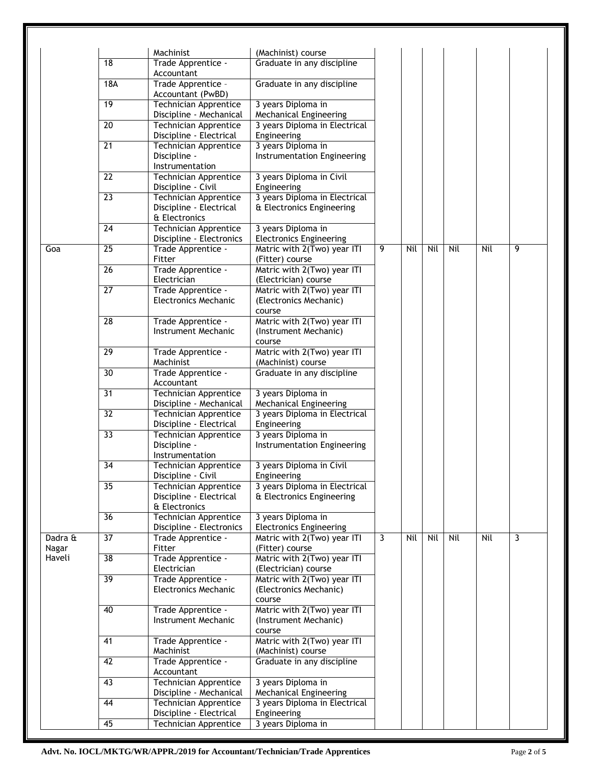|  |  | Machinist | (Machinist) course |  |  |  |  |  |  |
|---|---|---|---|---|---|---|---|---|---|
|  | 18 | Trade Apprentice - Accountant | Graduate in any discipline |  |  |  |  |  |  |
|  | 18A | Trade Apprentice – Accountant (PwBD) | Graduate in any discipline |  |  |  |  |  |  |
|  | 19 | Technician Apprentice Discipline - Mechanical | 3 years Diploma in Mechanical Engineering |  |  |  |  |  |  |
|  | 20 | Technician Apprentice Discipline - Electrical | 3 years Diploma in Electrical Engineering |  |  |  |  |  |  |
|  | 21 | Technician Apprentice Discipline - Instrumentation | 3 years Diploma in Instrumentation Engineering |  |  |  |  |  |  |
|  | 22 | Technician Apprentice Discipline - Civil | 3 years Diploma in Civil Engineering |  |  |  |  |  |  |
|  | 23 | Technician Apprentice Discipline - Electrical & Electronics | 3 years Diploma in Electrical & Electronics Engineering |  |  |  |  |  |  |
|  | 24 | Technician Apprentice Discipline - Electronics | 3 years Diploma in Electronics Engineering |  |  |  |  |  |  |
| Goa | 25 | Trade Apprentice - Fitter | Matric with 2(Two) year ITI (Fitter) course | 9 | Nil | Nil | Nil | Nil | 9 |
|  | 26 | Trade Apprentice - Electrician | Matric with 2(Two) year ITI (Electrician) course |  |  |  |  |  |  |
|  | 27 | Trade Apprentice - Electronics Mechanic | Matric with 2(Two) year ITI (Electronics Mechanic) course |  |  |  |  |  |  |
|  | 28 | Trade Apprentice - Instrument Mechanic | Matric with 2(Two) year ITI (Instrument Mechanic) course |  |  |  |  |  |  |
|  | 29 | Trade Apprentice - Machinist | Matric with 2(Two) year ITI (Machinist) course |  |  |  |  |  |  |
|  | 30 | Trade Apprentice - Accountant | Graduate in any discipline |  |  |  |  |  |  |
|  | 31 | Technician Apprentice Discipline - Mechanical | 3 years Diploma in Mechanical Engineering |  |  |  |  |  |  |
|  | 32 | Technician Apprentice Discipline - Electrical | 3 years Diploma in Electrical Engineering |  |  |  |  |  |  |
|  | 33 | Technician Apprentice Discipline - Instrumentation | 3 years Diploma in Instrumentation Engineering |  |  |  |  |  |  |
|  | 34 | Technician Apprentice Discipline - Civil | 3 years Diploma in Civil Engineering |  |  |  |  |  |  |
|  | 35 | Technician Apprentice Discipline - Electrical & Electronics | 3 years Diploma in Electrical & Electronics Engineering |  |  |  |  |  |  |
|  | 36 | Technician Apprentice Discipline - Electronics | 3 years Diploma in Electronics Engineering |  |  |  |  |  |  |
| Dadra & Nagar Haveli | 37 | Trade Apprentice - Fitter | Matric with 2(Two) year ITI (Fitter) course | 3 | Nil | Nil | Nil | Nil | 3 |
|  | 38 | Trade Apprentice - Electrician | Matric with 2(Two) year ITI (Electrician) course |  |  |  |  |  |  |
|  | 39 | Trade Apprentice - Electronics Mechanic | Matric with 2(Two) year ITI (Electronics Mechanic) course |  |  |  |  |  |  |
|  | 40 | Trade Apprentice - Instrument Mechanic | Matric with 2(Two) year ITI (Instrument Mechanic) course |  |  |  |  |  |  |
|  | 41 | Trade Apprentice - Machinist | Matric with 2(Two) year ITI (Machinist) course |  |  |  |  |  |  |
|  | 42 | Trade Apprentice - Accountant | Graduate in any discipline |  |  |  |  |  |  |
|  | 43 | Technician Apprentice Discipline - Mechanical | 3 years Diploma in Mechanical Engineering |  |  |  |  |  |  |
|  | 44 | Technician Apprentice Discipline - Electrical | 3 years Diploma in Electrical Engineering |  |  |  |  |  |  |
|  | 45 | Technician Apprentice | 3 years Diploma in |  |  |  |  |  |  |

**Advt. No. IOCL/MKTG/WR/APPR./2019 for Accountant/Technician/Trade Apprentices**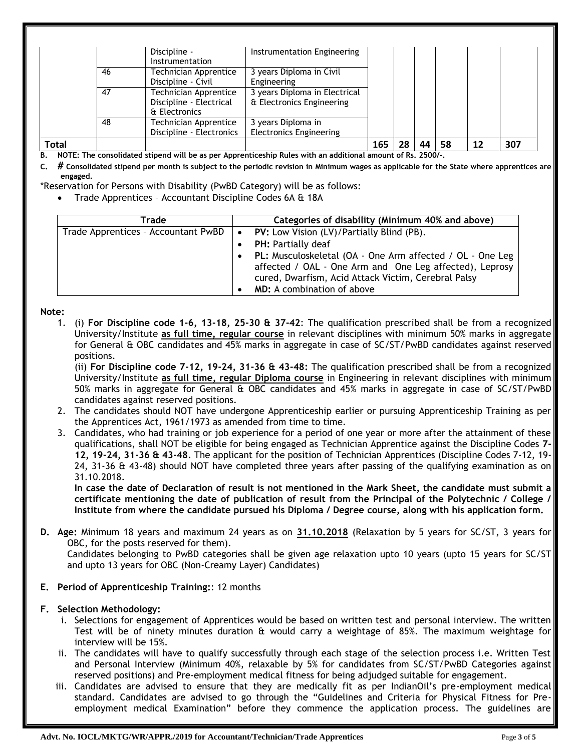| | | | | | | | | | |
|---|---|---|---|---|---|---|---|---|---|
| | | Discipline - Instrumentation | Instrumentation Engineering | | | | | | |
| | 46 | Technician Apprentice Discipline - Civil | 3 years Diploma in Civil Engineering | | | | | | |
| | 47 | Technician Apprentice Discipline - Electrical & Electronics | 3 years Diploma in Electrical & Electronics Engineering | | | | | | |
| | 48 | Technician Apprentice Discipline - Electronics | 3 years Diploma in Electronics Engineering | | | | | | |
| **Total** | | | | **165** | **28** | **44** | **58** | **12** | **307** |

**B. NOTE: The consolidated stipend will be as per Apprenticeship Rules with an additional amount of Rs. 2500/-.**

**C. # Consolidated stipend per month is subject to the periodic revision in Minimum wages as applicable for the State where apprentices are engaged.**

*Reservation for Persons with Disability (PwBD Category) will be as follows:

- Trade Apprentices – Accountant Discipline Codes 6A & 18A

| Trade | Categories of disability (Minimum 40% and above) |
|---|---|
| Trade Apprentices – Accountant PwBD | • **PV:** Low Vision (LV)/Partially Blind (PB).<br>• **PH:** Partially deaf<br>• **PL:** Musculoskeletal (OA - One Arm affected / OL - One Leg affected / OAL - One Arm and One Leg affected), Leprosy cured, Dwarfism, Acid Attack Victim, Cerebral Palsy<br>• **MD:** A combination of above |

**Note:**

1. (i) **For Discipline code 1-6, 13-18, 25-30 & 37-42**: The qualification prescribed shall be from a recognized University/Institute **as full time, regular course** in relevant disciplines with minimum 50% marks in aggregate for General & OBC candidates and 45% marks in aggregate in case of SC/ST/PwBD candidates against reserved positions.

   (ii) **For Discipline code 7-12, 19-24, 31-36 & 43-48:** The qualification prescribed shall be from a recognized University/Institute **as full time, regular Diploma course** in Engineering in relevant disciplines with minimum 50% marks in aggregate for General & OBC candidates and 45% marks in aggregate in case of SC/ST/PwBD candidates against reserved positions.
2. The candidates should NOT have undergone Apprenticeship earlier or pursuing Apprenticeship Training as per the Apprentices Act, 1961/1973 as amended from time to time.
3. Candidates, who had training or job experience for a period of one year or more after the attainment of these qualifications, shall NOT be eligible for being engaged as Technician Apprentice against the Discipline Codes **7-12, 19-24, 31-36 & 43-48**. The applicant for the position of Technician Apprentices (Discipline Codes 7-12, 19-24, 31-36 & 43-48) should NOT have completed three years after passing of the qualifying examination as on 31.10.2018.

   **In case the date of Declaration of result is not mentioned in the Mark Sheet, the candidate must submit a certificate mentioning the date of publication of result from the Principal of the Polytechnic / College / Institute from where the candidate pursued his Diploma / Degree course, along with his application form.**

**D. Age:** Minimum 18 years and maximum 24 years as on **31.10.2018** (Relaxation by 5 years for SC/ST, 3 years for OBC, for the posts reserved for them).
Candidates belonging to PwBD categories shall be given age relaxation upto 10 years (upto 15 years for SC/ST and upto 13 years for OBC (Non-Creamy Layer) Candidates)

**E. Period of Apprenticeship Training:**: 12 months

**F. Selection Methodology:**

i. Selections for engagement of Apprentices would be based on written test and personal interview. The written Test will be of ninety minutes duration & would carry a weightage of 85%. The maximum weightage for interview will be 15%.

ii. The candidates will have to qualify successfully through each stage of the selection process i.e. Written Test and Personal Interview (Minimum 40%, relaxable by 5% for candidates from SC/ST/PwBD Categories against reserved positions) and Pre-employment medical fitness for being adjudged suitable for engagement.

iii. Candidates are advised to ensure that they are medically fit as per IndianOil's pre-employment medical standard. Candidates are advised to go through the "Guidelines and Criteria for Physical Fitness for Pre-employment medical Examination" before they commence the application process. The guidelines are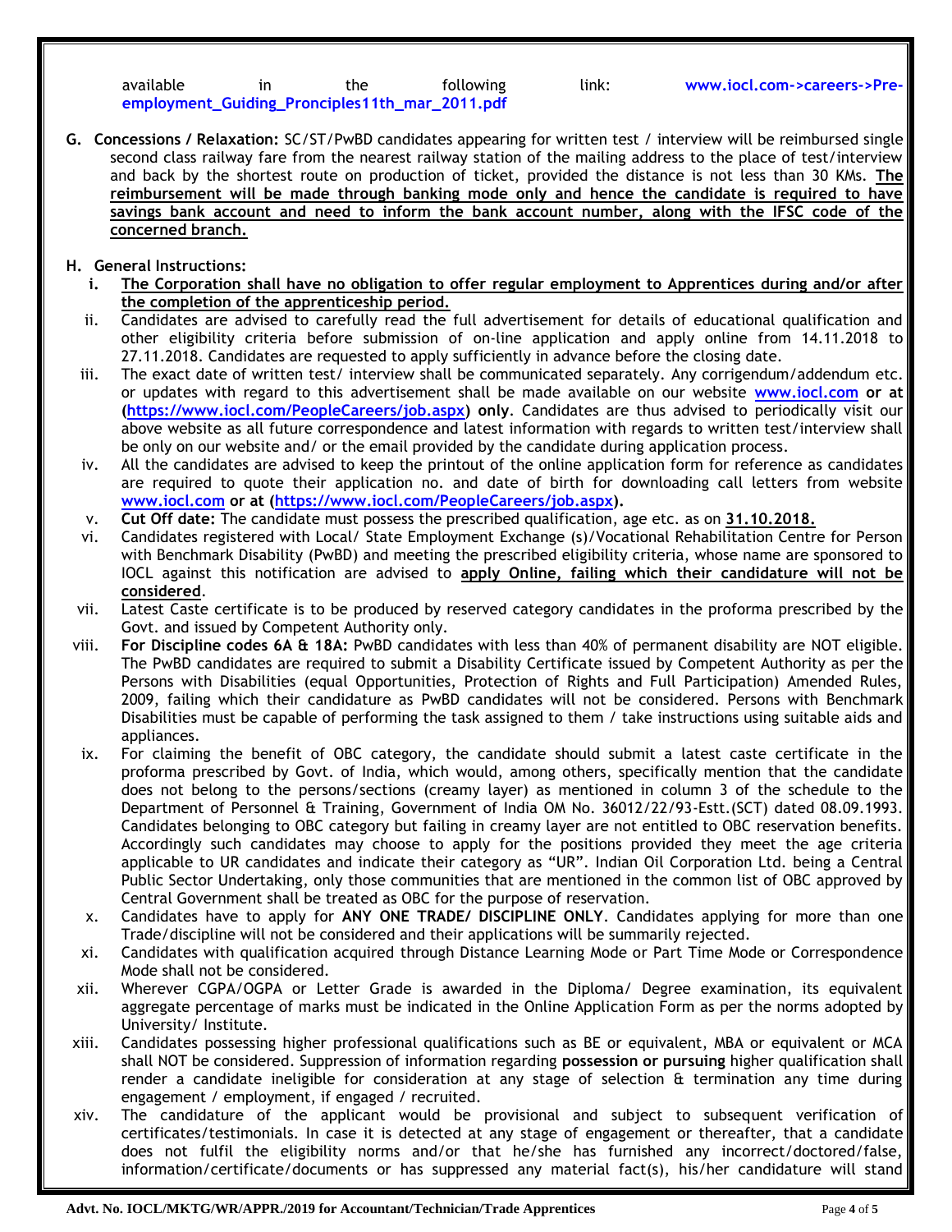available in the following link: **www.iocl.com->careers->Pre-employment_Guiding_Pronciples11th_mar_2011.pdf**

**G. Concessions / Relaxation:** SC/ST/PwBD candidates appearing for written test / interview will be reimbursed single second class railway fare from the nearest railway station of the mailing address to the place of test/interview and back by the shortest route on production of ticket, provided the distance is not less than 30 KMs. **The reimbursement will be made through banking mode only and hence the candidate is required to have savings bank account and need to inform the bank account number, along with the IFSC code of the concerned branch.**

**H. General Instructions:**

i. **The Corporation shall have no obligation to offer regular employment to Apprentices during and/or after the completion of the apprenticeship period.**

ii. Candidates are advised to carefully read the full advertisement for details of educational qualification and other eligibility criteria before submission of on-line application and apply online from 14.11.2018 to 27.11.2018. Candidates are requested to apply sufficiently in advance before the closing date.

iii. The exact date of written test/ interview shall be communicated separately. Any corrigendum/addendum etc. or updates with regard to this advertisement shall be made available on our website **www.iocl.com or at (https://www.iocl.com/PeopleCareers/job.aspx) only**. Candidates are thus advised to periodically visit our above website as all future correspondence and latest information with regards to written test/interview shall be only on our website and/ or the email provided by the candidate during application process.

iv. All the candidates are advised to keep the printout of the online application form for reference as candidates are required to quote their application no. and date of birth for downloading call letters from website **www.iocl.com or at (https://www.iocl.com/PeopleCareers/job.aspx).**

v. **Cut Off date:** The candidate must possess the prescribed qualification, age etc. as on **31.10.2018.**

vi. Candidates registered with Local/ State Employment Exchange (s)/Vocational Rehabilitation Centre for Person with Benchmark Disability (PwBD) and meeting the prescribed eligibility criteria, whose name are sponsored to IOCL against this notification are advised to **apply Online, failing which their candidature will not be considered**.

vii. Latest Caste certificate is to be produced by reserved category candidates in the proforma prescribed by the Govt. and issued by Competent Authority only.

viii. **For Discipline codes 6A & 18A:** PwBD candidates with less than 40% of permanent disability are NOT eligible. The PwBD candidates are required to submit a Disability Certificate issued by Competent Authority as per the Persons with Disabilities (equal Opportunities, Protection of Rights and Full Participation) Amended Rules, 2009, failing which their candidature as PwBD candidates will not be considered. Persons with Benchmark Disabilities must be capable of performing the task assigned to them / take instructions using suitable aids and appliances.

ix. For claiming the benefit of OBC category, the candidate should submit a latest caste certificate in the proforma prescribed by Govt. of India, which would, among others, specifically mention that the candidate does not belong to the persons/sections (creamy layer) as mentioned in column 3 of the schedule to the Department of Personnel & Training, Government of India OM No. 36012/22/93-Estt.(SCT) dated 08.09.1993. Candidates belonging to OBC category but failing in creamy layer are not entitled to OBC reservation benefits. Accordingly such candidates may choose to apply for the positions provided they meet the age criteria applicable to UR candidates and indicate their category as "UR". Indian Oil Corporation Ltd. being a Central Public Sector Undertaking, only those communities that are mentioned in the common list of OBC approved by Central Government shall be treated as OBC for the purpose of reservation.

x. Candidates have to apply for **ANY ONE TRADE/ DISCIPLINE ONLY**. Candidates applying for more than one Trade/discipline will not be considered and their applications will be summarily rejected.

xi. Candidates with qualification acquired through Distance Learning Mode or Part Time Mode or Correspondence Mode shall not be considered.

xii. Wherever CGPA/OGPA or Letter Grade is awarded in the Diploma/ Degree examination, its equivalent aggregate percentage of marks must be indicated in the Online Application Form as per the norms adopted by University/ Institute.

xiii. Candidates possessing higher professional qualifications such as BE or equivalent, MBA or equivalent or MCA shall NOT be considered. Suppression of information regarding **possession or pursuing** higher qualification shall render a candidate ineligible for consideration at any stage of selection & termination any time during engagement / employment, if engaged / recruited.

xiv. The candidature of the applicant would be provisional and subject to subsequent verification of certificates/testimonials. In case it is detected at any stage of engagement or thereafter, that a candidate does not fulfil the eligibility norms and/or that he/she has furnished any incorrect/doctored/false, information/certificate/documents or has suppressed any material fact(s), his/her candidature will stand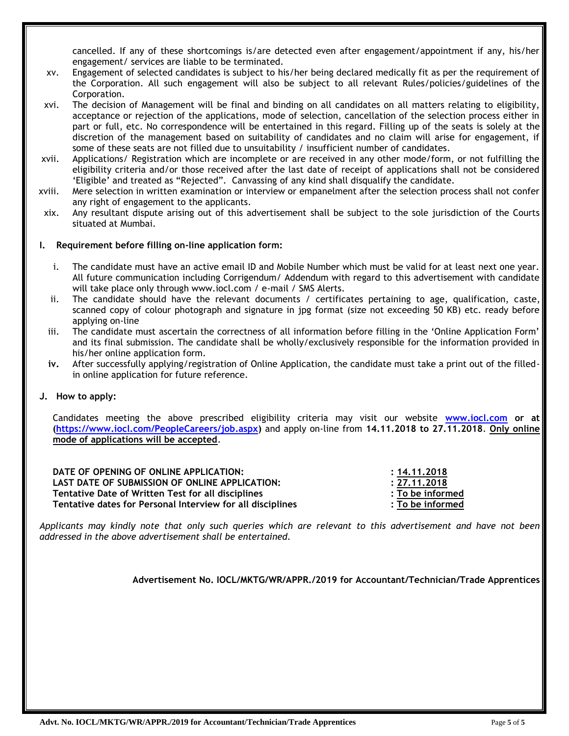cancelled. If any of these shortcomings is/are detected even after engagement/appointment if any, his/her engagement/ services are liable to be terminated.

xv. Engagement of selected candidates is subject to his/her being declared medically fit as per the requirement of the Corporation. All such engagement will also be subject to all relevant Rules/policies/guidelines of the Corporation.

xvi. The decision of Management will be final and binding on all candidates on all matters relating to eligibility, acceptance or rejection of the applications, mode of selection, cancellation of the selection process either in part or full, etc. No correspondence will be entertained in this regard. Filling up of the seats is solely at the discretion of the management based on suitability of candidates and no claim will arise for engagement, if some of these seats are not filled due to unsuitability / insufficient number of candidates.

xvii. Applications/ Registration which are incomplete or are received in any other mode/form, or not fulfilling the eligibility criteria and/or those received after the last date of receipt of applications shall not be considered 'Eligible' and treated as "Rejected". Canvassing of any kind shall disqualify the candidate.

xviii. Mere selection in written examination or interview or empanelment after the selection process shall not confer any right of engagement to the applicants.

xix. Any resultant dispute arising out of this advertisement shall be subject to the sole jurisdiction of the Courts situated at Mumbai.

## I. Requirement before filling on-line application form:

i. The candidate must have an active email ID and Mobile Number which must be valid for at least next one year. All future communication including Corrigendum/ Addendum with regard to this advertisement with candidate will take place only through www.iocl.com / e-mail / SMS Alerts.

ii. The candidate should have the relevant documents / certificates pertaining to age, qualification, caste, scanned copy of colour photograph and signature in jpg format (size not exceeding 50 KB) etc. ready before applying on-line

iii. The candidate must ascertain the correctness of all information before filling in the 'Online Application Form' and its final submission. The candidate shall be wholly/exclusively responsible for the information provided in his/her online application form.

**iv.** After successfully applying/registration of Online Application, the candidate must take a print out of the filled-in online application for future reference.

## J. How to apply:

Candidates meeting the above prescribed eligibility criteria may visit our website **www.iocl.com** **or at (https://www.iocl.com/PeopleCareers/job.aspx)** and apply on-line from **14.11.2018 to 27.11.2018**. **Only online mode of applications will be accepted**.

| | |
|---|---|
| **DATE OF OPENING OF ONLINE APPLICATION:** | **: 14.11.2018** |
| **LAST DATE OF SUBMISSION OF ONLINE APPLICATION:** | **: 27.11.2018** |
| **Tentative Date of Written Test for all disciplines** | **: To be informed** |
| **Tentative dates for Personal Interview for all disciplines** | **: To be informed** |

*Applicants may kindly note that only such queries which are relevant to this advertisement and have not been addressed in the above advertisement shall be entertained.*

**Advertisement No. IOCL/MKTG/WR/APPR./2019 for Accountant/Technician/Trade Apprentices**